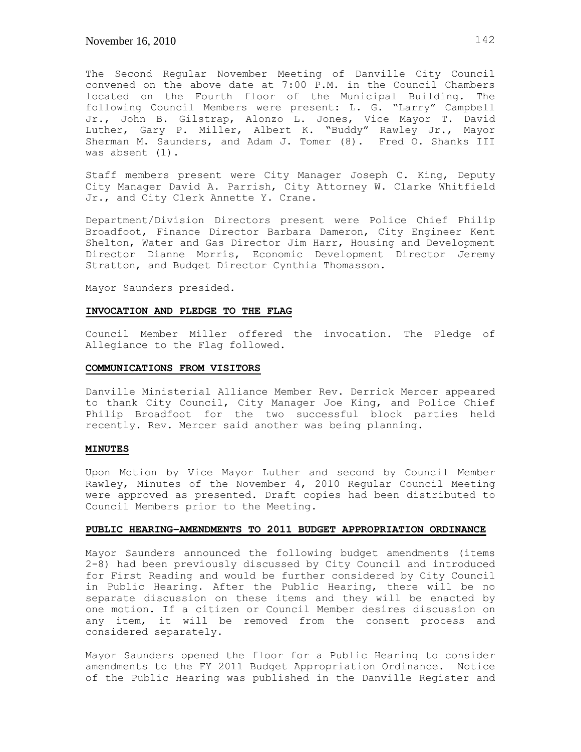The Second Regular November Meeting of Danville City Council convened on the above date at 7:00 P.M. in the Council Chambers located on the Fourth floor of the Municipal Building. The following Council Members were present: L. G. "Larry" Campbell Jr., John B. Gilstrap, Alonzo L. Jones, Vice Mayor T. David Luther, Gary P. Miller, Albert K. "Buddy" Rawley Jr., Mayor Sherman M. Saunders, and Adam J. Tomer (8). Fred O. Shanks III was absent (1).

Staff members present were City Manager Joseph C. King, Deputy City Manager David A. Parrish, City Attorney W. Clarke Whitfield Jr., and City Clerk Annette Y. Crane.

Department/Division Directors present were Police Chief Philip Broadfoot, Finance Director Barbara Dameron, City Engineer Kent Shelton, Water and Gas Director Jim Harr, Housing and Development Director Dianne Morris, Economic Development Director Jeremy Stratton, and Budget Director Cynthia Thomasson.

Mayor Saunders presided.

**INVOCATION AND PLEDGE TO THE FLAG**

Council Member Miller offered the invocation. The Pledge of Allegiance to the Flag followed.

**COMMUNICATIONS FROM VISITORS**

Danville Ministerial Alliance Member Rev. Derrick Mercer appeared to thank City Council, City Manager Joe King, and Police Chief Philip Broadfoot for the two successful block parties held recently. Rev. Mercer said another was being planning.

**MINUTES**

Upon Motion by Vice Mayor Luther and second by Council Member Rawley, Minutes of the November 4, 2010 Regular Council Meeting were approved as presented. Draft copies had been distributed to Council Members prior to the Meeting.

**PUBLIC HEARING–AMENDMENTS TO 2011 BUDGET APPROPRIATION ORDINANCE**

Mayor Saunders announced the following budget amendments (items 2-8) had been previously discussed by City Council and introduced for First Reading and would be further considered by City Council in Public Hearing. After the Public Hearing, there will be no separate discussion on these items and they will be enacted by one motion. If a citizen or Council Member desires discussion on any item, it will be removed from the consent process and considered separately.

Mayor Saunders opened the floor for a Public Hearing to consider amendments to the FY 2011 Budget Appropriation Ordinance. Notice of the Public Hearing was published in the Danville Register and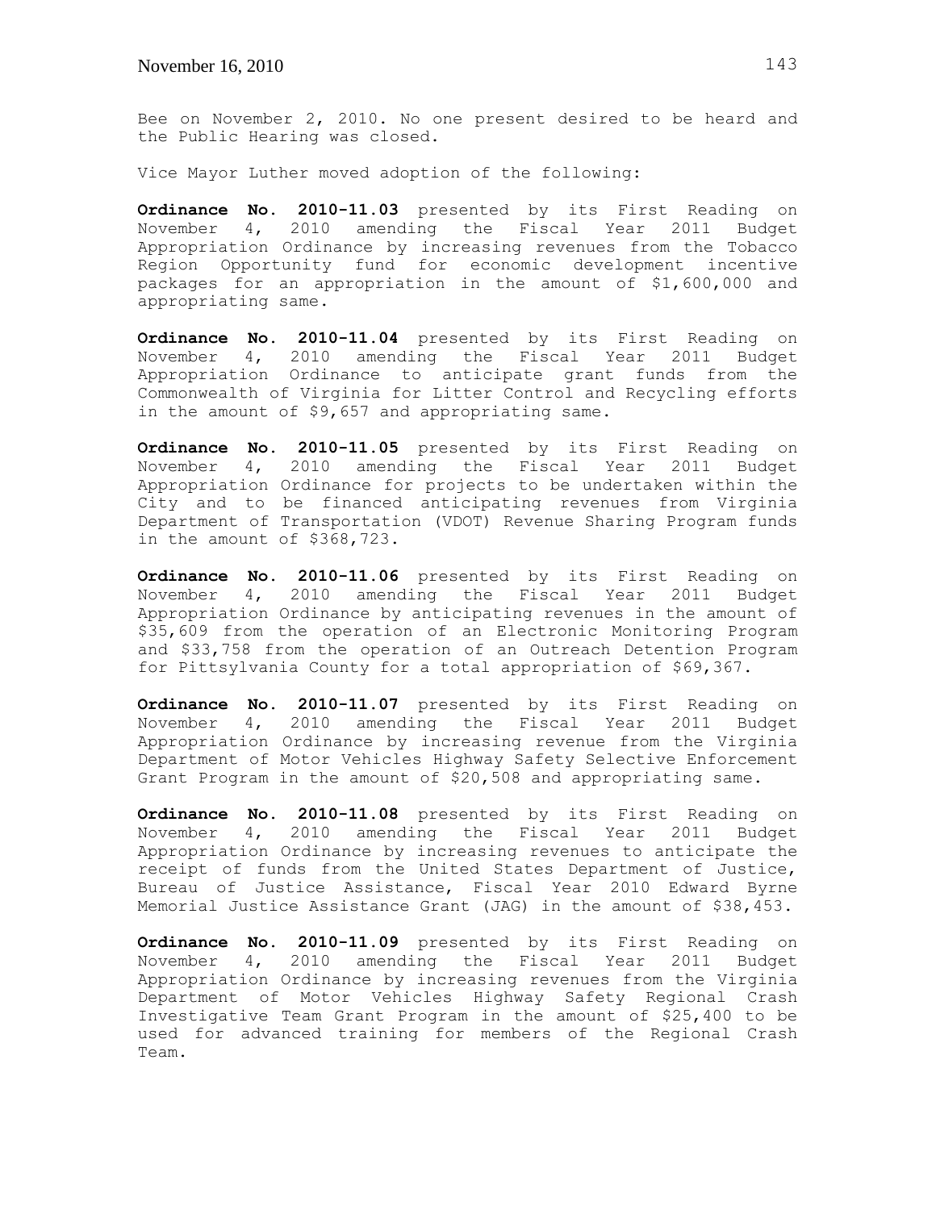Bee on November 2, 2010. No one present desired to be heard and the Public Hearing was closed.

Vice Mayor Luther moved adoption of the following:

**Ordinance No. 2010-11.03** presented by its First Reading on November 4, 2010 amending the Fiscal Year 2011 Budget Appropriation Ordinance by increasing revenues from the Tobacco Region Opportunity fund for economic development incentive packages for an appropriation in the amount of $1,600,000 and appropriating same.

**Ordinance No. 2010-11.04** presented by its First Reading on November 4, 2010 amending the Fiscal Year 2011 Budget Appropriation Ordinance to anticipate grant funds from the Commonwealth of Virginia for Litter Control and Recycling efforts in the amount of $9,657 and appropriating same.

**Ordinance No. 2010-11.05** presented by its First Reading on November 4, 2010 amending the Fiscal Year 2011 Budget Appropriation Ordinance for projects to be undertaken within the City and to be financed anticipating revenues from Virginia Department of Transportation (VDOT) Revenue Sharing Program funds in the amount of $368,723.

**Ordinance No. 2010-11.06** presented by its First Reading on November 4, 2010 amending the Fiscal Year 2011 Budget Appropriation Ordinance by anticipating revenues in the amount of $35,609 from the operation of an Electronic Monitoring Program and $33,758 from the operation of an Outreach Detention Program for Pittsylvania County for a total appropriation of $69,367.

**Ordinance No. 2010-11.07** presented by its First Reading on November 4, 2010 amending the Fiscal Year 2011 Budget Appropriation Ordinance by increasing revenue from the Virginia Department of Motor Vehicles Highway Safety Selective Enforcement Grant Program in the amount of $20,508 and appropriating same.

**Ordinance No. 2010-11.08** presented by its First Reading on November 4, 2010 amending the Fiscal Year 2011 Budget Appropriation Ordinance by increasing revenues to anticipate the receipt of funds from the United States Department of Justice, Bureau of Justice Assistance, Fiscal Year 2010 Edward Byrne Memorial Justice Assistance Grant (JAG) in the amount of $38,453.

**Ordinance No. 2010-11.09** presented by its First Reading on November 4, 2010 amending the Fiscal Year 2011 Budget Appropriation Ordinance by increasing revenues from the Virginia Department of Motor Vehicles Highway Safety Regional Crash Investigative Team Grant Program in the amount of $25,400 to be used for advanced training for members of the Regional Crash Team.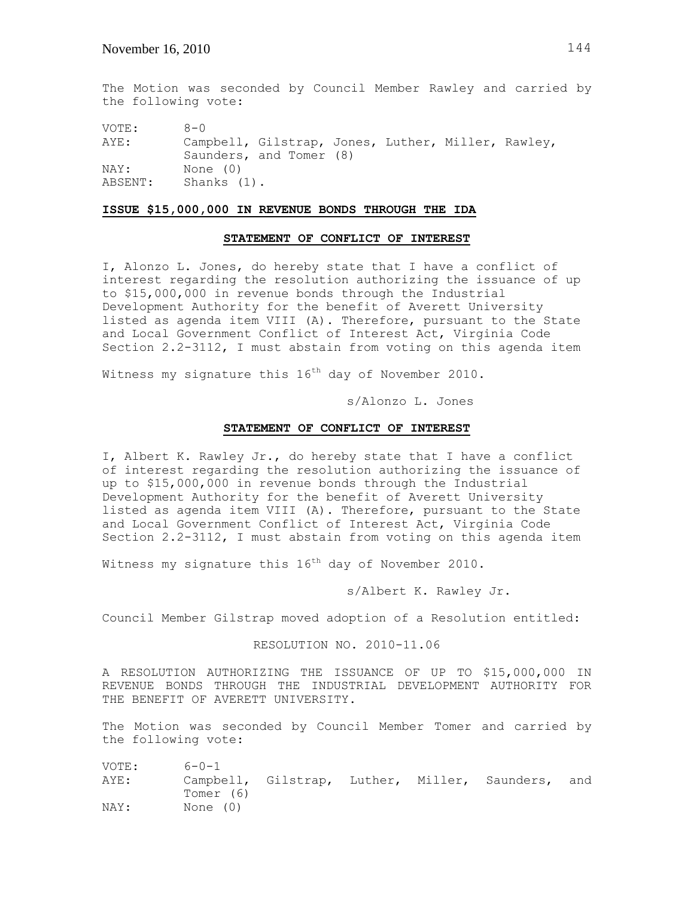The Motion was seconded by Council Member Rawley and carried by the following vote:

VOTE: 8-0
AYE: Campbell, Gilstrap, Jones, Luther, Miller, Rawley, Saunders, and Tomer (8)
NAY: None (0)
ABSENT: Shanks (1).

**ISSUE $15,000,000 IN REVENUE BONDS THROUGH THE IDA**

**STATEMENT OF CONFLICT OF INTEREST**

I, Alonzo L. Jones, do hereby state that I have a conflict of interest regarding the resolution authorizing the issuance of up to $15,000,000 in revenue bonds through the Industrial Development Authority for the benefit of Averett University listed as agenda item VIII (A). Therefore, pursuant to the State and Local Government Conflict of Interest Act, Virginia Code Section 2.2-3112, I must abstain from voting on this agenda item

Witness my signature this 16th day of November 2010.

s/Alonzo L. Jones

**STATEMENT OF CONFLICT OF INTEREST**

I, Albert K. Rawley Jr., do hereby state that I have a conflict of interest regarding the resolution authorizing the issuance of up to $15,000,000 in revenue bonds through the Industrial Development Authority for the benefit of Averett University listed as agenda item VIII (A). Therefore, pursuant to the State and Local Government Conflict of Interest Act, Virginia Code Section 2.2-3112, I must abstain from voting on this agenda item

Witness my signature this 16th day of November 2010.

s/Albert K. Rawley Jr.

Council Member Gilstrap moved adoption of a Resolution entitled:

RESOLUTION NO. 2010-11.06

A RESOLUTION AUTHORIZING THE ISSUANCE OF UP TO $15,000,000 IN REVENUE BONDS THROUGH THE INDUSTRIAL DEVELOPMENT AUTHORITY FOR THE BENEFIT OF AVERETT UNIVERSITY.

The Motion was seconded by Council Member Tomer and carried by the following vote:

VOTE: 6-0-1
AYE: Campbell, Gilstrap, Luther, Miller, Saunders, and Tomer (6)
NAY: None (0)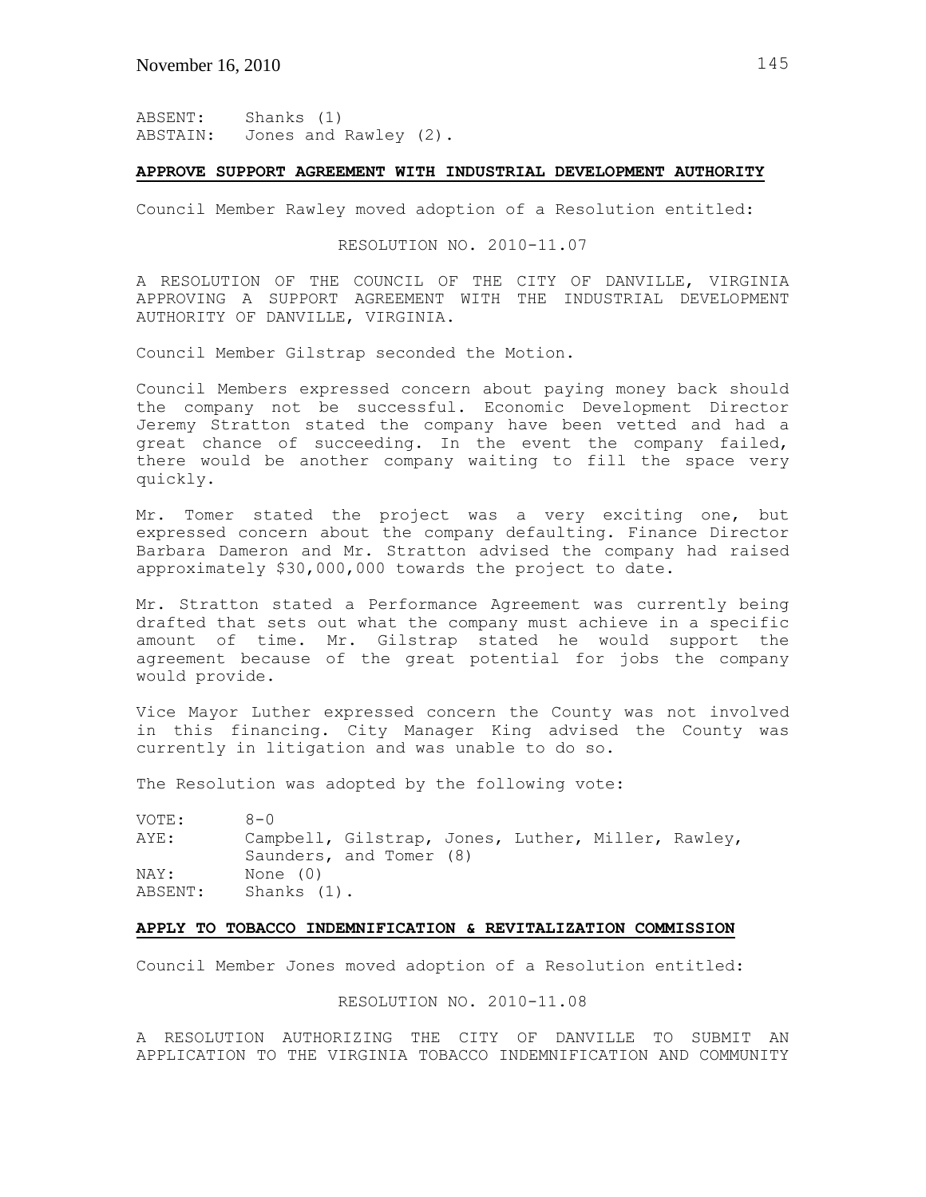ABSENT: Shanks (1)
ABSTAIN: Jones and Rawley (2).

**APPROVE SUPPORT AGREEMENT WITH INDUSTRIAL DEVELOPMENT AUTHORITY**

Council Member Rawley moved adoption of a Resolution entitled:

RESOLUTION NO. 2010-11.07

A RESOLUTION OF THE COUNCIL OF THE CITY OF DANVILLE, VIRGINIA APPROVING A SUPPORT AGREEMENT WITH THE INDUSTRIAL DEVELOPMENT AUTHORITY OF DANVILLE, VIRGINIA.

Council Member Gilstrap seconded the Motion.

Council Members expressed concern about paying money back should the company not be successful. Economic Development Director Jeremy Stratton stated the company have been vetted and had a great chance of succeeding. In the event the company failed, there would be another company waiting to fill the space very quickly.

Mr. Tomer stated the project was a very exciting one, but expressed concern about the company defaulting. Finance Director Barbara Dameron and Mr. Stratton advised the company had raised approximately $30,000,000 towards the project to date.

Mr. Stratton stated a Performance Agreement was currently being drafted that sets out what the company must achieve in a specific amount of time. Mr. Gilstrap stated he would support the agreement because of the great potential for jobs the company would provide.

Vice Mayor Luther expressed concern the County was not involved in this financing. City Manager King advised the County was currently in litigation and was unable to do so.

The Resolution was adopted by the following vote:

VOTE: 8-0
AYE: Campbell, Gilstrap, Jones, Luther, Miller, Rawley, Saunders, and Tomer (8)
NAY: None (0)
ABSENT: Shanks (1).

**APPLY TO TOBACCO INDEMNIFICATION & REVITALIZATION COMMISSION**

Council Member Jones moved adoption of a Resolution entitled:

RESOLUTION NO. 2010-11.08

A RESOLUTION AUTHORIZING THE CITY OF DANVILLE TO SUBMIT AN APPLICATION TO THE VIRGINIA TOBACCO INDEMNIFICATION AND COMMUNITY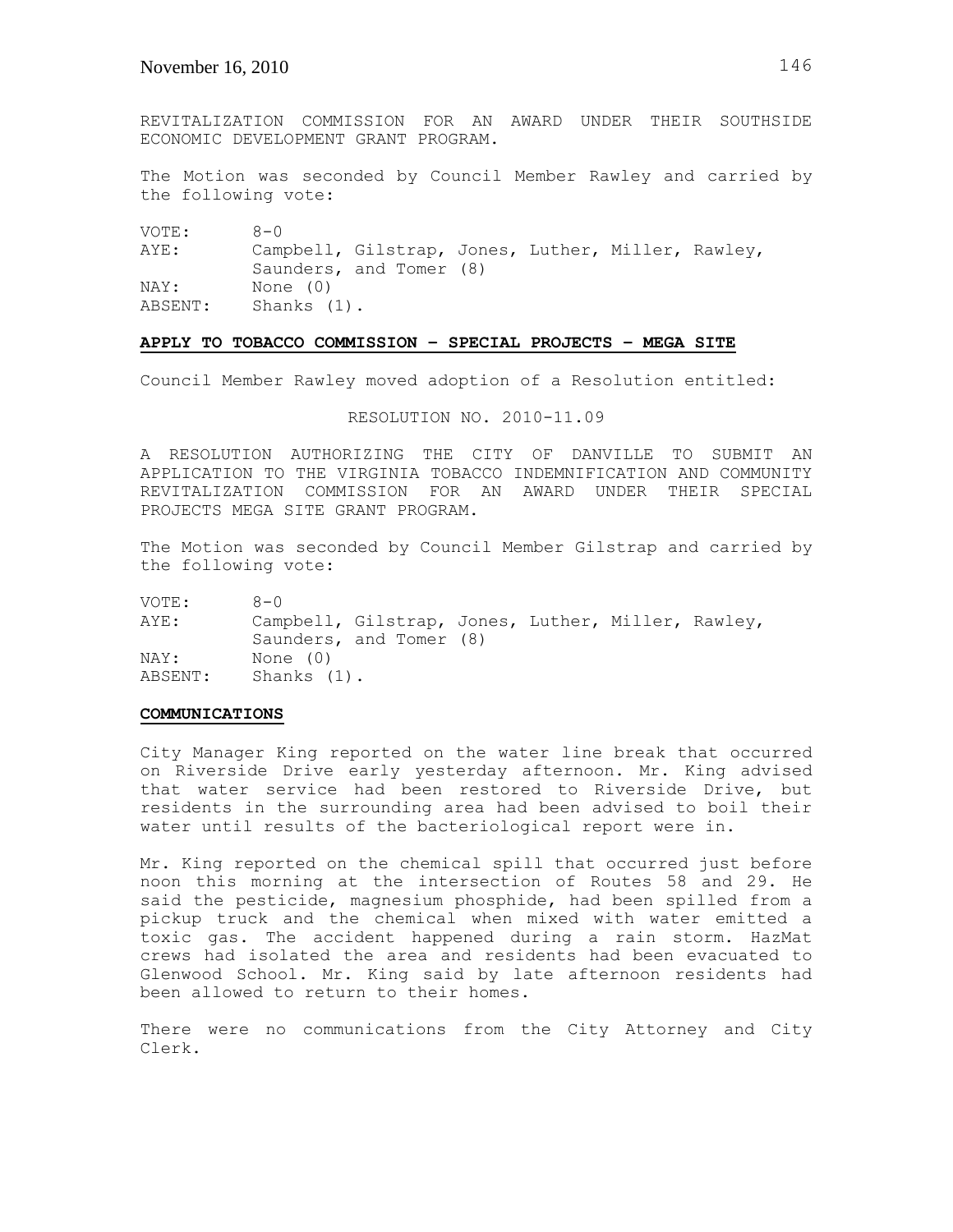REVITALIZATION COMMISSION FOR AN AWARD UNDER THEIR SOUTHSIDE ECONOMIC DEVELOPMENT GRANT PROGRAM.

The Motion was seconded by Council Member Rawley and carried by the following vote:

VOTE: 8-0
AYE: Campbell, Gilstrap, Jones, Luther, Miller, Rawley, Saunders, and Tomer (8)
NAY: None (0)
ABSENT: Shanks (1).

**APPLY TO TOBACCO COMMISSION – SPECIAL PROJECTS – MEGA SITE**

Council Member Rawley moved adoption of a Resolution entitled:

RESOLUTION NO. 2010-11.09

A RESOLUTION AUTHORIZING THE CITY OF DANVILLE TO SUBMIT AN APPLICATION TO THE VIRGINIA TOBACCO INDEMNIFICATION AND COMMUNITY REVITALIZATION COMMISSION FOR AN AWARD UNDER THEIR SPECIAL PROJECTS MEGA SITE GRANT PROGRAM.

The Motion was seconded by Council Member Gilstrap and carried by the following vote:

VOTE: 8-0
AYE: Campbell, Gilstrap, Jones, Luther, Miller, Rawley, Saunders, and Tomer (8)
NAY: None (0)
ABSENT: Shanks (1).

**COMMUNICATIONS**

City Manager King reported on the water line break that occurred on Riverside Drive early yesterday afternoon. Mr. King advised that water service had been restored to Riverside Drive, but residents in the surrounding area had been advised to boil their water until results of the bacteriological report were in.

Mr. King reported on the chemical spill that occurred just before noon this morning at the intersection of Routes 58 and 29. He said the pesticide, magnesium phosphide, had been spilled from a pickup truck and the chemical when mixed with water emitted a toxic gas. The accident happened during a rain storm. HazMat crews had isolated the area and residents had been evacuated to Glenwood School. Mr. King said by late afternoon residents had been allowed to return to their homes.

There were no communications from the City Attorney and City Clerk.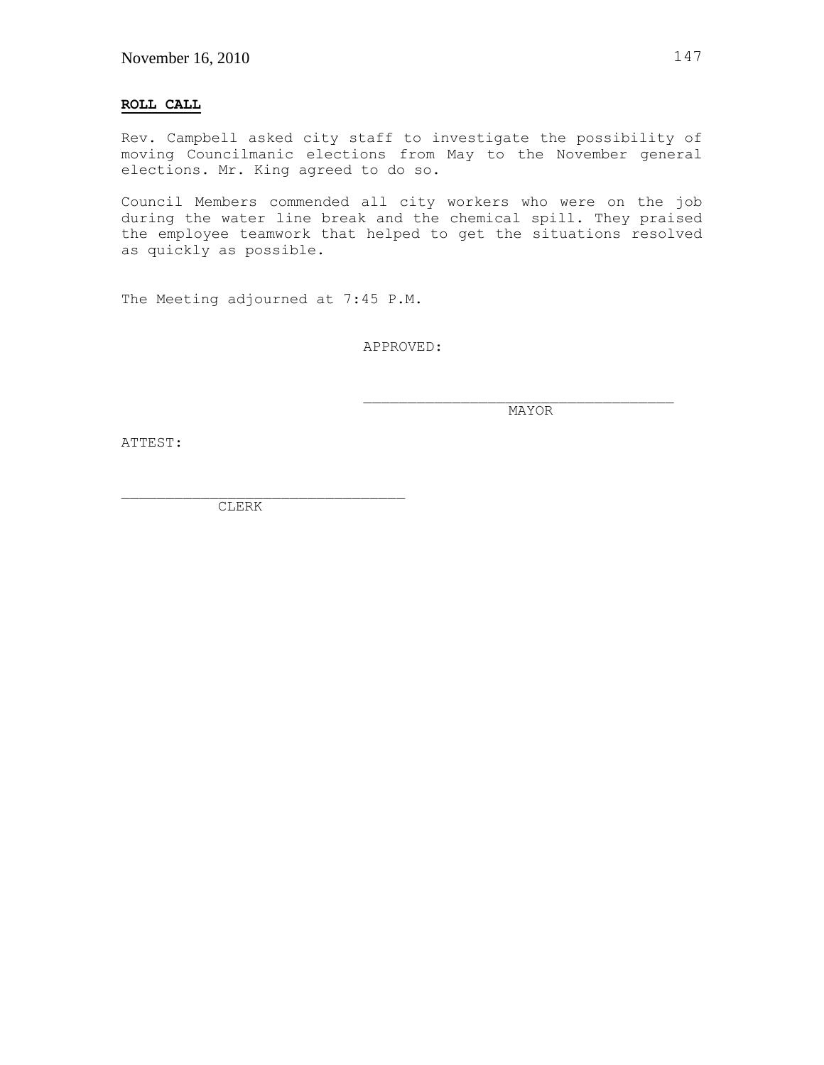**ROLL CALL**

Rev. Campbell asked city staff to investigate the possibility of moving Councilmanic elections from May to the November general elections. Mr. King agreed to do so.

Council Members commended all city workers who were on the job during the water line break and the chemical spill. They praised the employee teamwork that helped to get the situations resolved as quickly as possible.

The Meeting adjourned at 7:45 P.M.

APPROVED:

\_\_\_\_\_\_\_\_\_\_\_\_\_\_\_\_\_\_\_\_\_\_\_\_\_\_\_\_\_\_\_\_\_\_\_
MAYOR

ATTEST:

\_\_\_\_\_\_\_\_\_\_\_\_\_\_\_\_\_\_\_\_\_\_\_\_\_\_\_\_\_\_\_\_
CLERK